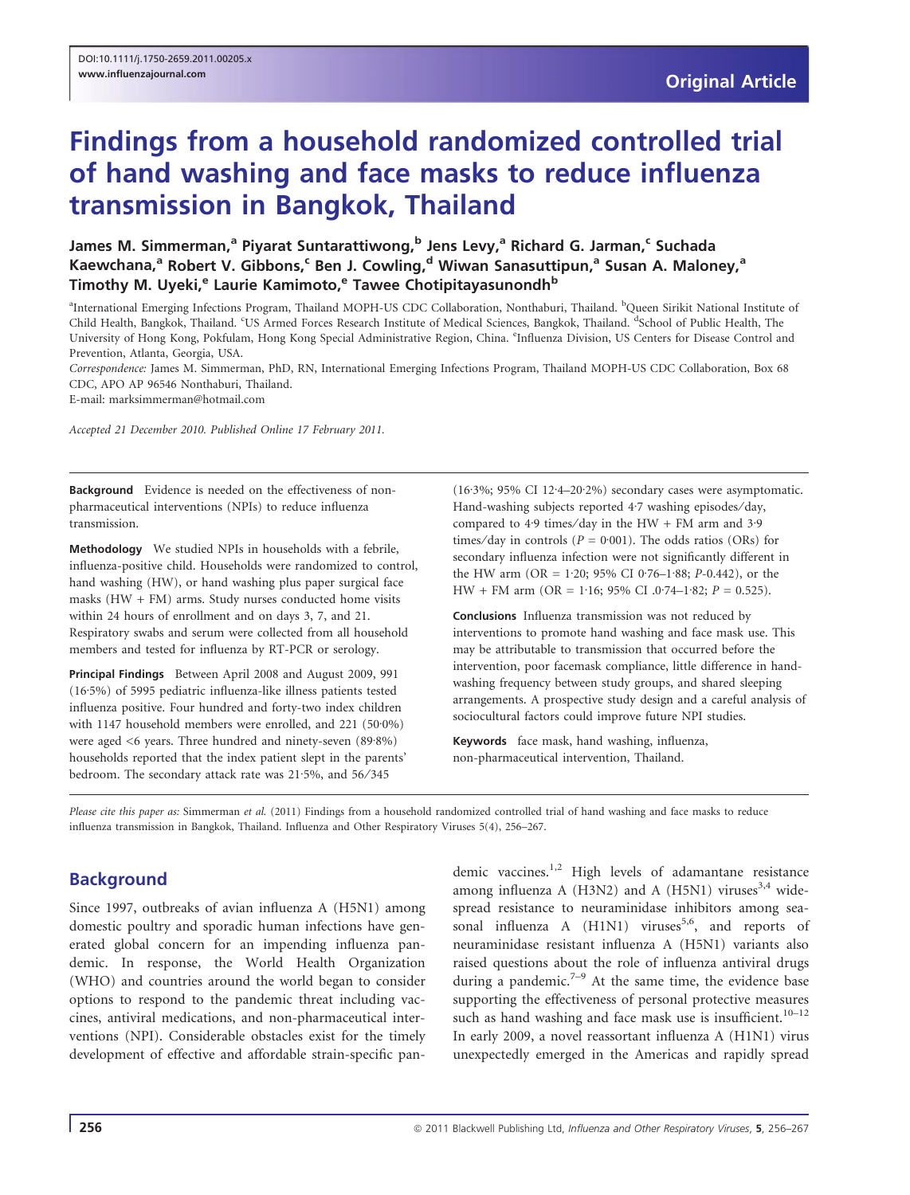DOI:10.1111/j.1750-2659.2011.00205.x
www.influenzajournal.com

Original Article

# Findings from a household randomized controlled trial of hand washing and face masks to reduce influenza transmission in Bangkok, Thailand

**James M. Simmerman,[a] Piyarat Suntarattiwong,[b] Jens Levy,[a] Richard G. Jarman,[c] Suchada Kaewchana,[a] Robert V. Gibbons,[c] Ben J. Cowling,[d] Wiwan Sanasuttipun,[a] Susan A. Maloney,[a] Timothy M. Uyeki,[e] Laurie Kamimoto,[e] Tawee Chotipitayasunondh[b]**

[a]International Emerging Infections Program, Thailand MOPH-US CDC Collaboration, Nonthaburi, Thailand. [b]Queen Sirikit National Institute of Child Health, Bangkok, Thailand. [c]US Armed Forces Research Institute of Medical Sciences, Bangkok, Thailand. [d]School of Public Health, The University of Hong Kong, Pokfulam, Hong Kong Special Administrative Region, China. [e]Influenza Division, US Centers for Disease Control and Prevention, Atlanta, Georgia, USA.

*Correspondence:* James M. Simmerman, PhD, RN, International Emerging Infections Program, Thailand MOPH-US CDC Collaboration, Box 68 CDC, APO AP 96546 Nonthaburi, Thailand.
E-mail: marksimmerman@hotmail.com

*Accepted 21 December 2010. Published Online 17 February 2011.*

**Background** Evidence is needed on the effectiveness of non-pharmaceutical interventions (NPIs) to reduce influenza transmission.

**Methodology** We studied NPIs in households with a febrile, influenza-positive child. Households were randomized to control, hand washing (HW), or hand washing plus paper surgical face masks (HW + FM) arms. Study nurses conducted home visits within 24 hours of enrollment and on days 3, 7, and 21. Respiratory swabs and serum were collected from all household members and tested for influenza by RT-PCR or serology.

**Principal Findings** Between April 2008 and August 2009, 991 (16·5%) of 5995 pediatric influenza-like illness patients tested influenza positive. Four hundred and forty-two index children with 1147 household members were enrolled, and 221 (50·0%) were aged <6 years. Three hundred and ninety-seven (89·8%) households reported that the index patient slept in the parents' bedroom. The secondary attack rate was 21·5%, and 56/345 (16·3%; 95% CI 12·4–20·2%) secondary cases were asymptomatic. Hand-washing subjects reported 4·7 washing episodes/day, compared to 4·9 times/day in the HW + FM arm and 3·9 times/day in controls ($P = 0{\cdot}001$). The odds ratios (ORs) for secondary influenza infection were not significantly different in the HW arm (OR = 1·20; 95% CI 0·76–1·88; P-0.442), or the HW + FM arm (OR = 1·16; 95% CI .0·74–1·82; $P = 0.525$).

**Conclusions** Influenza transmission was not reduced by interventions to promote hand washing and face mask use. This may be attributable to transmission that occurred before the intervention, poor facemask compliance, little difference in hand-washing frequency between study groups, and shared sleeping arrangements. A prospective study design and a careful analysis of sociocultural factors could improve future NPI studies.

**Keywords** face mask, hand washing, influenza, non-pharmaceutical intervention, Thailand.

*Please cite this paper as:* Simmerman *et al.* (2011) Findings from a household randomized controlled trial of hand washing and face masks to reduce influenza transmission in Bangkok, Thailand. Influenza and Other Respiratory Viruses 5(4), 256–267.

## Background

Since 1997, outbreaks of avian influenza A (H5N1) among domestic poultry and sporadic human infections have generated global concern for an impending influenza pandemic. In response, the World Health Organization (WHO) and countries around the world began to consider options to respond to the pandemic threat including vaccines, antiviral medications, and non-pharmaceutical interventions (NPI). Considerable obstacles exist for the timely development of effective and affordable strain-specific pandemic vaccines.[1,2] High levels of adamantane resistance among influenza A (H3N2) and A (H5N1) viruses[3,4] widespread resistance to neuraminidase inhibitors among seasonal influenza A (H1N1) viruses[5,6], and reports of neuraminidase resistant influenza A (H5N1) variants also raised questions about the role of influenza antiviral drugs during a pandemic.[7–9] At the same time, the evidence base supporting the effectiveness of personal protective measures such as hand washing and face mask use is insufficient.[10–12] In early 2009, a novel reassortant influenza A (H1N1) virus unexpectedly emerged in the Americas and rapidly spread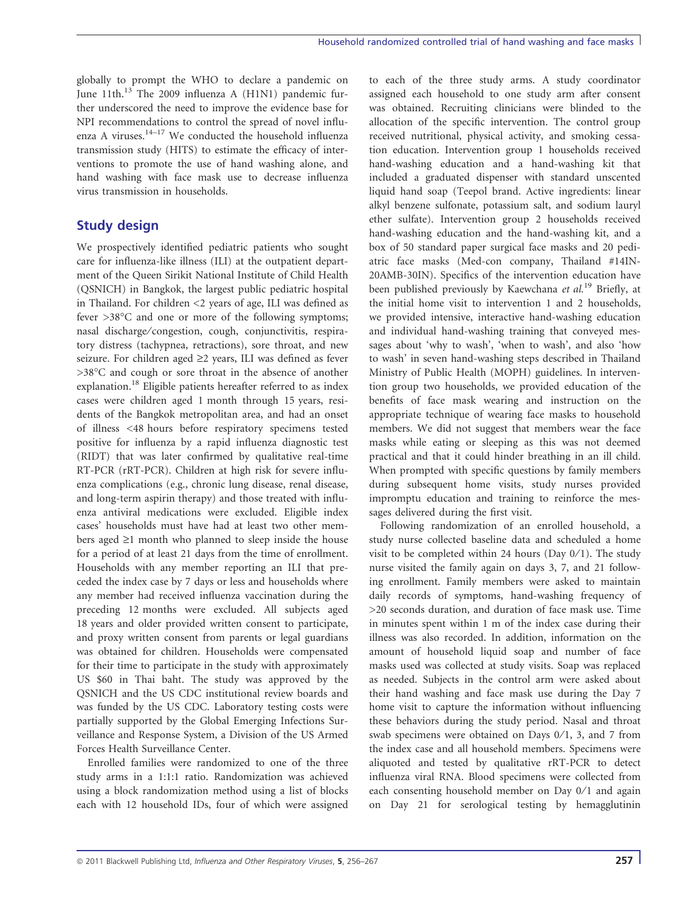globally to prompt the WHO to declare a pandemic on June 11th.[13] The 2009 influenza A (H1N1) pandemic further underscored the need to improve the evidence base for NPI recommendations to control the spread of novel influenza A viruses.[14–17] We conducted the household influenza transmission study (HITS) to estimate the efficacy of interventions to promote the use of hand washing alone, and hand washing with face mask use to decrease influenza virus transmission in households.

## Study design

We prospectively identified pediatric patients who sought care for influenza-like illness (ILI) at the outpatient department of the Queen Sirikit National Institute of Child Health (QSNICH) in Bangkok, the largest public pediatric hospital in Thailand. For children <2 years of age, ILI was defined as fever >38°C and one or more of the following symptoms; nasal discharge/congestion, cough, conjunctivitis, respiratory distress (tachypnea, retractions), sore throat, and new seizure. For children aged ≥2 years, ILI was defined as fever >38°C and cough or sore throat in the absence of another explanation.[18] Eligible patients hereafter referred to as index cases were children aged 1 month through 15 years, residents of the Bangkok metropolitan area, and had an onset of illness <48 hours before respiratory specimens tested positive for influenza by a rapid influenza diagnostic test (RIDT) that was later confirmed by qualitative real-time RT-PCR (rRT-PCR). Children at high risk for severe influenza complications (e.g., chronic lung disease, renal disease, and long-term aspirin therapy) and those treated with influenza antiviral medications were excluded. Eligible index cases' households must have had at least two other members aged ≥1 month who planned to sleep inside the house for a period of at least 21 days from the time of enrollment. Households with any member reporting an ILI that preceded the index case by 7 days or less and households where any member had received influenza vaccination during the preceding 12 months were excluded. All subjects aged 18 years and older provided written consent to participate, and proxy written consent from parents or legal guardians was obtained for children. Households were compensated for their time to participate in the study with approximately US $60 in Thai baht. The study was approved by the QSNICH and the US CDC institutional review boards and was funded by the US CDC. Laboratory testing costs were partially supported by the Global Emerging Infections Surveillance and Response System, a Division of the US Armed Forces Health Surveillance Center.

Enrolled families were randomized to one of the three study arms in a 1:1:1 ratio. Randomization was achieved using a block randomization method using a list of blocks each with 12 household IDs, four of which were assigned to each of the three study arms. A study coordinator assigned each household to one study arm after consent was obtained. Recruiting clinicians were blinded to the allocation of the specific intervention. The control group received nutritional, physical activity, and smoking cessation education. Intervention group 1 households received hand-washing education and a hand-washing kit that included a graduated dispenser with standard unscented liquid hand soap (Teepol brand. Active ingredients: linear alkyl benzene sulfonate, potassium salt, and sodium lauryl ether sulfate). Intervention group 2 households received hand-washing education and the hand-washing kit, and a box of 50 standard paper surgical face masks and 20 pediatric face masks (Med-con company, Thailand #14IN-20AMB-30IN). Specifics of the intervention education have been published previously by Kaewchana *et al.*[19] Briefly, at the initial home visit to intervention 1 and 2 households, we provided intensive, interactive hand-washing education and individual hand-washing training that conveyed messages about 'why to wash', 'when to wash', and also 'how to wash' in seven hand-washing steps described in Thailand Ministry of Public Health (MOPH) guidelines. In intervention group two households, we provided education of the benefits of face mask wearing and instruction on the appropriate technique of wearing face masks to household members. We did not suggest that members wear the face masks while eating or sleeping as this was not deemed practical and that it could hinder breathing in an ill child. When prompted with specific questions by family members during subsequent home visits, study nurses provided impromptu education and training to reinforce the messages delivered during the first visit.

Following randomization of an enrolled household, a study nurse collected baseline data and scheduled a home visit to be completed within 24 hours (Day 0/1). The study nurse visited the family again on days 3, 7, and 21 following enrollment. Family members were asked to maintain daily records of symptoms, hand-washing frequency of >20 seconds duration, and duration of face mask use. Time in minutes spent within 1 m of the index case during their illness was also recorded. In addition, information on the amount of household liquid soap and number of face masks used was collected at study visits. Soap was replaced as needed. Subjects in the control arm were asked about their hand washing and face mask use during the Day 7 home visit to capture the information without influencing these behaviors during the study period. Nasal and throat swab specimens were obtained on Days 0/1, 3, and 7 from the index case and all household members. Specimens were aliquoted and tested by qualitative rRT-PCR to detect influenza viral RNA. Blood specimens were collected from each consenting household member on Day 0/1 and again on Day 21 for serological testing by hemagglutinin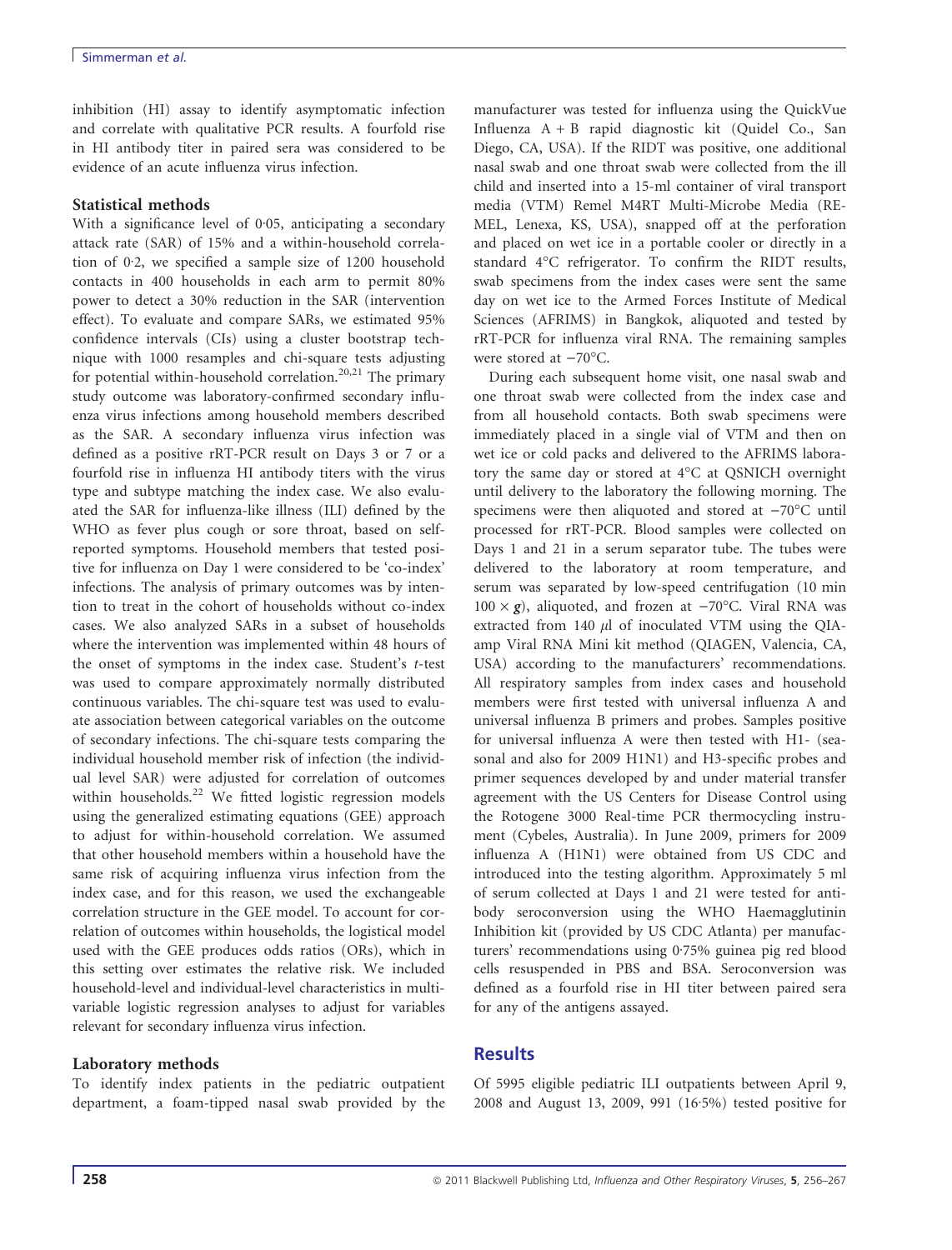inhibition (HI) assay to identify asymptomatic infection and correlate with qualitative PCR results. A fourfold rise in HI antibody titer in paired sera was considered to be evidence of an acute influenza virus infection.

### Statistical methods

With a significance level of 0·05, anticipating a secondary attack rate (SAR) of 15% and a within-household correlation of 0·2, we specified a sample size of 1200 household contacts in 400 households in each arm to permit 80% power to detect a 30% reduction in the SAR (intervention effect). To evaluate and compare SARs, we estimated 95% confidence intervals (CIs) using a cluster bootstrap technique with 1000 resamples and chi-square tests adjusting for potential within-household correlation.[20,21] The primary study outcome was laboratory-confirmed secondary influenza virus infections among household members described as the SAR. A secondary influenza virus infection was defined as a positive rRT-PCR result on Days 3 or 7 or a fourfold rise in influenza HI antibody titers with the virus type and subtype matching the index case. We also evaluated the SAR for influenza-like illness (ILI) defined by the WHO as fever plus cough or sore throat, based on self-reported symptoms. Household members that tested positive for influenza on Day 1 were considered to be 'co-index' infections. The analysis of primary outcomes was by intention to treat in the cohort of households without co-index cases. We also analyzed SARs in a subset of households where the intervention was implemented within 48 hours of the onset of symptoms in the index case. Student's *t*-test was used to compare approximately normally distributed continuous variables. The chi-square test was used to evaluate association between categorical variables on the outcome of secondary infections. The chi-square tests comparing the individual household member risk of infection (the individual level SAR) were adjusted for correlation of outcomes within households.[22] We fitted logistic regression models using the generalized estimating equations (GEE) approach to adjust for within-household correlation. We assumed that other household members within a household have the same risk of acquiring influenza virus infection from the index case, and for this reason, we used the exchangeable correlation structure in the GEE model. To account for correlation of outcomes within households, the logistical model used with the GEE produces odds ratios (ORs), which in this setting over estimates the relative risk. We included household-level and individual-level characteristics in multivariable logistic regression analyses to adjust for variables relevant for secondary influenza virus infection.

### Laboratory methods

To identify index patients in the pediatric outpatient department, a foam-tipped nasal swab provided by the manufacturer was tested for influenza using the QuickVue Influenza A + B rapid diagnostic kit (Quidel Co., San Diego, CA, USA). If the RIDT was positive, one additional nasal swab and one throat swab were collected from the ill child and inserted into a 15-ml container of viral transport media (VTM) Remel M4RT Multi-Microbe Media (REMEL, Lenexa, KS, USA), snapped off at the perforation and placed on wet ice in a portable cooler or directly in a standard 4°C refrigerator. To confirm the RIDT results, swab specimens from the index cases were sent the same day on wet ice to the Armed Forces Institute of Medical Sciences (AFRIMS) in Bangkok, aliquoted and tested by rRT-PCR for influenza viral RNA. The remaining samples were stored at −70°C.

During each subsequent home visit, one nasal swab and one throat swab were collected from the index case and from all household contacts. Both swab specimens were immediately placed in a single vial of VTM and then on wet ice or cold packs and delivered to the AFRIMS laboratory the same day or stored at 4°C at QSNICH overnight until delivery to the laboratory the following morning. The specimens were then aliquoted and stored at −70°C until processed for rRT-PCR. Blood samples were collected on Days 1 and 21 in a serum separator tube. The tubes were delivered to the laboratory at room temperature, and serum was separated by low-speed centrifugation (10 min $100 \times g$), aliquoted, and frozen at −70°C. Viral RNA was extracted from 140 $\mu$l of inoculated VTM using the QIAamp Viral RNA Mini kit method (QIAGEN, Valencia, CA, USA) according to the manufacturers' recommendations. All respiratory samples from index cases and household members were first tested with universal influenza A and universal influenza B primers and probes. Samples positive for universal influenza A were then tested with H1- (seasonal and also for 2009 H1N1) and H3-specific probes and primer sequences developed by and under material transfer agreement with the US Centers for Disease Control using the Rotogene 3000 Real-time PCR thermocycling instrument (Cybeles, Australia). In June 2009, primers for 2009 influenza A (H1N1) were obtained from US CDC and introduced into the testing algorithm. Approximately 5 ml of serum collected at Days 1 and 21 were tested for antibody seroconversion using the WHO Haemagglutinin Inhibition kit (provided by US CDC Atlanta) per manufacturers' recommendations using 0·75% guinea pig red blood cells resuspended in PBS and BSA. Seroconversion was defined as a fourfold rise in HI titer between paired sera for any of the antigens assayed.

## Results

Of 5995 eligible pediatric ILI outpatients between April 9, 2008 and August 13, 2009, 991 (16·5%) tested positive for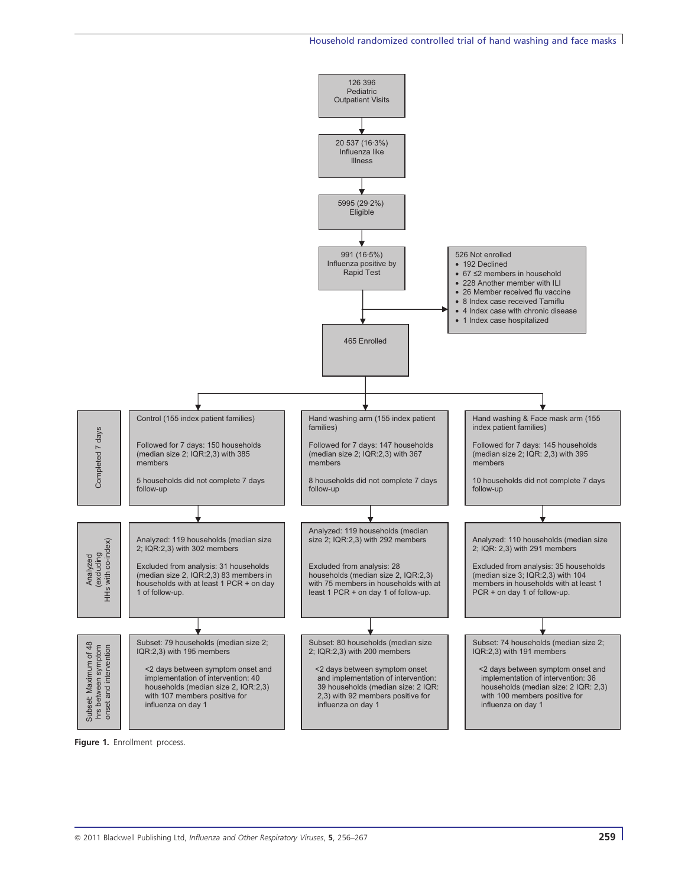126 396 Pediatric Outpatient Visits

↓

20 537 (16·3%) Influenza like Illness

↓

5995 (29·2%) Eligible

↓

991 (16·5%) Influenza positive by Rapid Test

→ 526 Not enrolled

- 192 Declined
- 67 ≤2 members in household
- 228 Another member with ILI
- 26 Member received flu vaccine
- 8 Index case received Tamiflu
- 4 Index case with chronic disease
- 1 Index case hospitalized

↓

465 Enrolled

| | Control (155 index patient families) | Hand washing arm (155 index patient families) | Hand washing & Face mask arm (155 index patient families) |
|---|---|---|---|
| Completed 7 days | Followed for 7 days: 150 households (median size 2; IQR:2,3) with 385 members<br><br>5 households did not complete 7 days follow-up | Followed for 7 days: 147 households (median size 2; IQR:2,3) with 367 members<br><br>8 households did not complete 7 days follow-up | Followed for 7 days: 145 households (median size 2; IQR: 2,3) with 395 members<br><br>10 households did not complete 7 days follow-up |
| Analyzed (excluding HHs with co-index) | Analyzed: 119 households (median size 2; IQR:2,3) with 302 members<br><br>Excluded from analysis: 31 households (median size 2, IQR:2,3) 83 members in households with at least 1 PCR + on day 1 of follow-up. | Analyzed: 119 households (median size 2; IQR:2,3) with 292 members<br><br>Excluded from analysis: 28 households (median size 2, IQR:2,3) with 75 members in households with at least 1 PCR + on day 1 of follow-up. | Analyzed: 110 households (median size 2; IQR: 2,3) with 291 members<br><br>Excluded from analysis: 35 households (median size 3; IQR:2,3) with 104 members in households with at least 1 PCR + on day 1 of follow-up. |
| Subset: Maximum of 48 hrs between symptom onset and intervention | Subset: 79 households (median size 2; IQR:2,3) with 195 members<br><br><2 days between symptom onset and implementation of intervention: 40 households (median size 2, IQR:2,3) with 107 members positive for influenza on day 1 | Subset: 80 households (median size 2; IQR:2,3) with 200 members<br><br><2 days between symptom onset and implementation of intervention: 39 households (median size: 2 IQR: 2,3) with 92 members positive for influenza on day 1 | Subset: 74 households (median size 2; IQR:2,3) with 191 members<br><br><2 days between symptom onset and implementation of intervention: 36 households (median size: 2 IQR: 2,3) with 100 members positive for influenza on day 1 |

**Figure 1.** Enrollment process.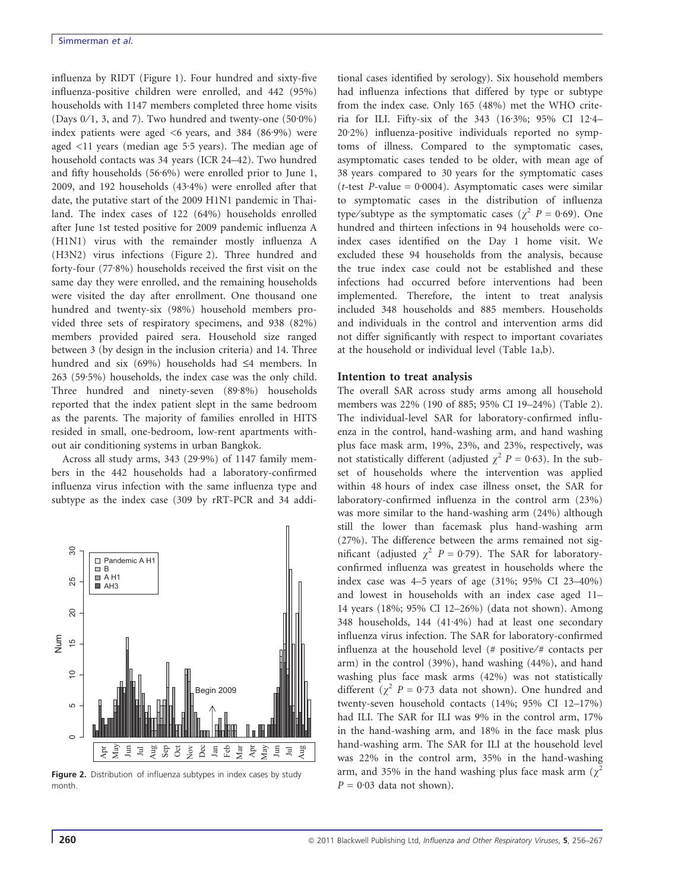influenza by RIDT (Figure 1). Four hundred and sixty-five influenza-positive children were enrolled, and 442 (95%) households with 1147 members completed three home visits (Days 0/1, 3, and 7). Two hundred and twenty-one (50·0%) index patients were aged <6 years, and 384 (86·9%) were aged <11 years (median age 5·5 years). The median age of household contacts was 34 years (ICR 24–42). Two hundred and fifty households (56·6%) were enrolled prior to June 1, 2009, and 192 households (43·4%) were enrolled after that date, the putative start of the 2009 H1N1 pandemic in Thailand. The index cases of 122 (64%) households enrolled after June 1st tested positive for 2009 pandemic influenza A (H1N1) virus with the remainder mostly influenza A (H3N2) virus infections (Figure 2). Three hundred and forty-four (77·8%) households received the first visit on the same day they were enrolled, and the remaining households were visited the day after enrollment. One thousand one hundred and twenty-six (98%) household members provided three sets of respiratory specimens, and 938 (82%) members provided paired sera. Household size ranged between 3 (by design in the inclusion criteria) and 14. Three hundred and six (69%) households had ≤4 members. In 263 (59·5%) households, the index case was the only child. Three hundred and ninety-seven (89·8%) households reported that the index patient slept in the same bedroom as the parents. The majority of families enrolled in HITS resided in small, one-bedroom, low-rent apartments without air conditioning systems in urban Bangkok.

Across all study arms, 343 (29·9%) of 1147 family members in the 442 households had a laboratory-confirmed influenza virus infection with the same influenza type and subtype as the index case (309 by rRT-PCR and 34 additional cases identified by serology). Six household members had influenza infections that differed by type or subtype from the index case. Only 165 (48%) met the WHO criteria for ILI. Fifty-six of the 343 (16·3%; 95% CI 12·4–20·2%) influenza-positive individuals reported no symptoms of illness. Compared to the symptomatic cases, asymptomatic cases tended to be older, with mean age of 38 years compared to 30 years for the symptomatic cases ($t$-test $P$-value = 0·0004). Asymptomatic cases were similar to symptomatic cases in the distribution of influenza type/subtype as the symptomatic cases ($\chi^2$ $P$ = 0·69). One hundred and thirteen infections in 94 households were co-index cases identified on the Day 1 home visit. We excluded these 94 households from the analysis, because the true index case could not be established and these infections had occurred before interventions had been implemented. Therefore, the intent to treat analysis included 348 households and 885 members. Households and individuals in the control and intervention arms did not differ significantly with respect to important covariates at the household or individual level (Table 1a,b).

Figure 2. Distribution of influenza subtypes in index cases by study month.

## Intention to treat analysis

The overall SAR across study arms among all household members was 22% (190 of 885; 95% CI 19–24%) (Table 2). The individual-level SAR for laboratory-confirmed influenza in the control, hand-washing arm, and hand washing plus face mask arm, 19%, 23%, and 23%, respectively, was not statistically different (adjusted $\chi^2$ $P$ = 0·63). In the subset of households where the intervention was applied within 48 hours of index case illness onset, the SAR for laboratory-confirmed influenza in the control arm (23%) was more similar to the hand-washing arm (24%) although still the lower than facemask plus hand-washing arm (27%). The difference between the arms remained not significant (adjusted $\chi^2$ $P$ = 0·79). The SAR for laboratory-confirmed influenza was greatest in households where the index case was 4–5 years of age (31%; 95% CI 23–40%) and lowest in households with an index case aged 11–14 years (18%; 95% CI 12–26%) (data not shown). Among 348 households, 144 (41·4%) had at least one secondary influenza virus infection. The SAR for laboratory-confirmed influenza at the household level (# positive/# contacts per arm) in the control (39%), hand washing (44%), and hand washing plus face mask arms (42%) was not statistically different ($\chi^2$ $P$ = 0·73 data not shown). One hundred and twenty-seven household contacts (14%; 95% CI 12–17%) had ILI. The SAR for ILI was 9% in the control arm, 17% in the hand-washing arm, and 18% in the face mask plus hand-washing arm. The SAR for ILI at the household level was 22% in the control arm, 35% in the hand-washing arm, and 35% in the hand washing plus face mask arm ($\chi^2$ $P$ = 0·03 data not shown).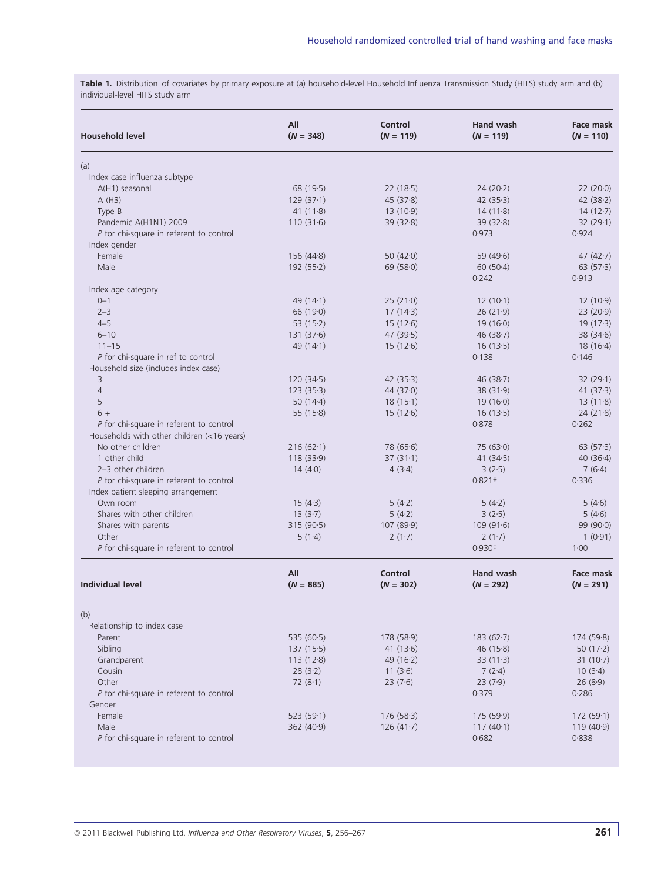**Table 1.** Distribution of covariates by primary exposure at (a) household-level Household Influenza Transmission Study (HITS) study arm and (b) individual-level HITS study arm

| Household level | All (N = 348) | Control (N = 119) | Hand wash (N = 119) | Face mask (N = 110) |
|---|---|---|---|---|
| (a) | | | | |
| Index case influenza subtype | | | | |
| A(H1) seasonal | 68 (19·5) | 22 (18·5) | 24 (20·2) | 22 (20·0) |
| A (H3) | 129 (37·1) | 45 (37·8) | 42 (35·3) | 42 (38·2) |
| Type B | 41 (11·8) | 13 (10·9) | 14 (11·8) | 14 (12·7) |
| Pandemic A(H1N1) 2009 | 110 (31·6) | 39 (32·8) | 39 (32·8) | 32 (29·1) |
| *P* for chi-square in referent to control | | | 0·973 | 0·924 |
| Index gender | | | | |
| Female | 156 (44·8) | 50 (42·0) | 59 (49·6) | 47 (42·7) |
| Male | 192 (55·2) | 69 (58·0) | 60 (50·4) | 63 (57·3) |
| | | | 0·242 | 0·913 |
| Index age category | | | | |
| 0–1 | 49 (14·1) | 25 (21·0) | 12 (10·1) | 12 (10·9) |
| 2–3 | 66 (19·0) | 17 (14·3) | 26 (21·9) | 23 (20·9) |
| 4–5 | 53 (15·2) | 15 (12·6) | 19 (16·0) | 19 (17·3) |
| 6–10 | 131 (37·6) | 47 (39·5) | 46 (38·7) | 38 (34·6) |
| 11–15 | 49 (14·1) | 15 (12·6) | 16 (13·5) | 18 (16·4) |
| *P* for chi-square in ref to control | | | 0·138 | 0·146 |
| Household size (includes index case) | | | | |
| 3 | 120 (34·5) | 42 (35·3) | 46 (38·7) | 32 (29·1) |
| 4 | 123 (35·3) | 44 (37·0) | 38 (31·9) | 41 (37·3) |
| 5 | 50 (14·4) | 18 (15·1) | 19 (16·0) | 13 (11·8) |
| 6 + | 55 (15·8) | 15 (12·6) | 16 (13·5) | 24 (21·8) |
| *P* for chi-square in referent to control | | | 0·878 | 0·262 |
| Households with other children (<16 years) | | | | |
| No other children | 216 (62·1) | 78 (65·6) | 75 (63·0) | 63 (57·3) |
| 1 other child | 118 (33·9) | 37 (31·1) | 41 (34·5) | 40 (36·4) |
| 2–3 other children | 14 (4·0) | 4 (3·4) | 3 (2·5) | 7 (6·4) |
| *P* for chi-square in referent to control | | | 0·821† | 0·336 |
| Index patient sleeping arrangement | | | | |
| Own room | 15 (4·3) | 5 (4·2) | 5 (4·2) | 5 (4·6) |
| Shares with other children | 13 (3·7) | 5 (4·2) | 3 (2·5) | 5 (4·6) |
| Shares with parents | 315 (90·5) | 107 (89·9) | 109 (91·6) | 99 (90·0) |
| Other | 5 (1·4) | 2 (1·7) | 2 (1·7) | 1 (0·91) |
| *P* for chi-square in referent to control | | | 0·930† | 1·00 |

| Individual level | All (N = 885) | Control (N = 302) | Hand wash (N = 292) | Face mask (N = 291) |
|---|---|---|---|---|
| (b) | | | | |
| Relationship to index case | | | | |
| Parent | 535 (60·5) | 178 (58·9) | 183 (62·7) | 174 (59·8) |
| Sibling | 137 (15·5) | 41 (13·6) | 46 (15·8) | 50 (17·2) |
| Grandparent | 113 (12·8) | 49 (16·2) | 33 (11·3) | 31 (10·7) |
| Cousin | 28 (3·2) | 11 (3·6) | 7 (2·4) | 10 (3·4) |
| Other | 72 (8·1) | 23 (7·6) | 23 (7·9) | 26 (8·9) |
| *P* for chi-square in referent to control | | | 0·379 | 0·286 |
| Gender | | | | |
| Female | 523 (59·1) | 176 (58·3) | 175 (59·9) | 172 (59·1) |
| Male | 362 (40·9) | 126 (41·7) | 117 (40·1) | 119 (40·9) |
| *P* for chi-square in referent to control | | | 0·682 | 0·838 |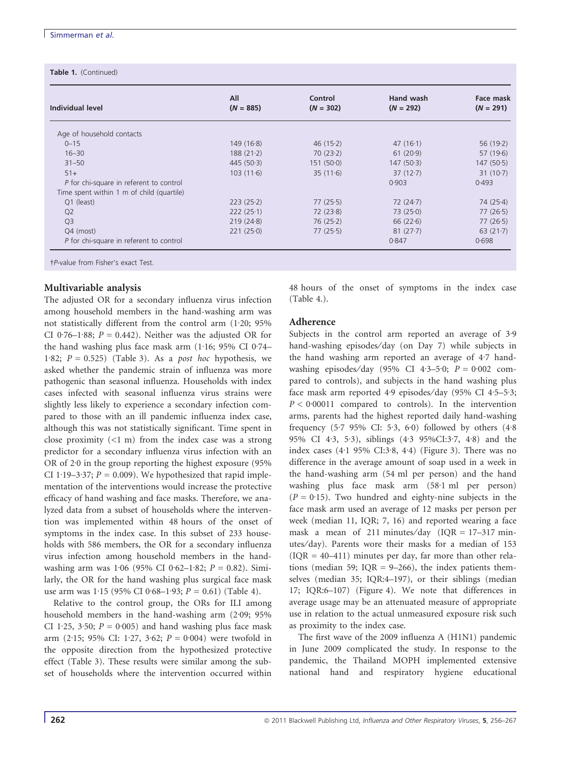**Table 1.** (Continued)

| Individual level | All (*N* = 885) | Control (*N* = 302) | Hand wash (*N* = 292) | Face mask (*N* = 291) |
|---|---|---|---|---|
| Age of household contacts | | | | |
| 0–15 | 149 (16·8) | 46 (15·2) | 47 (16·1) | 56 (19·2) |
| 16–30 | 188 (21·2) | 70 (23·2) | 61 (20·9) | 57 (19·6) |
| 31–50 | 445 (50·3) | 151 (50·0) | 147 (50·3) | 147 (50·5) |
| 51+ | 103 (11·6) | 35 (11·6) | 37 (12·7) | 31 (10·7) |
| *P* for chi-square in referent to control | | | 0·903 | 0·493 |
| Time spent within 1 m of child (quartile) | | | | |
| Q1 (least) | 223 (25·2) | 77 (25·5) | 72 (24·7) | 74 (25·4) |
| Q2 | 222 (25·1) | 72 (23·8) | 73 (25·0) | 77 (26·5) |
| Q3 | 219 (24·8) | 76 (25·2) | 66 (22·6) | 77 (26·5) |
| Q4 (most) | 221 (25·0) | 77 (25·5) | 81 (27·7) | 63 (21·7) |
| *P* for chi-square in referent to control | | | 0·847 | 0·698 |

†*P*-value from Fisher's exact Test.

## Multivariable analysis

The adjusted OR for a secondary influenza virus infection among household members in the hand-washing arm was not statistically different from the control arm (1·20; 95% CI 0·76–1·88; $P = 0.442$). Neither was the adjusted OR for the hand washing plus face mask arm (1·16; 95% CI 0·74–1·82; $P = 0.525$) (Table 3). As a *post hoc* hypothesis, we asked whether the pandemic strain of influenza was more pathogenic than seasonal influenza. Households with index cases infected with seasonal influenza virus strains were slightly less likely to experience a secondary infection compared to those with an ill pandemic influenza index case, although this was not statistically significant. Time spent in close proximity (<1 m) from the index case was a strong predictor for a secondary influenza virus infection with an OR of 2·0 in the group reporting the highest exposure (95% CI 1·19–3·37; $P = 0.009$). We hypothesized that rapid implementation of the interventions would increase the protective efficacy of hand washing and face masks. Therefore, we analyzed data from a subset of households where the intervention was implemented within 48 hours of the onset of symptoms in the index case. In this subset of 233 households with 586 members, the OR for a secondary influenza virus infection among household members in the hand-washing arm was 1·06 (95% CI 0·62–1·82; $P = 0.82$). Similarly, the OR for the hand washing plus surgical face mask use arm was 1·15 (95% CI 0·68–1·93; $P = 0.61$) (Table 4).

Relative to the control group, the ORs for ILI among household members in the hand-washing arm (2·09; 95% CI 1·25, 3·50; $P = 0{\cdot}005$) and hand washing plus face mask arm (2·15; 95% CI: 1·27, 3·62; $P = 0{\cdot}004$) were twofold in the opposite direction from the hypothesized protective effect (Table 3). These results were similar among the subset of households where the intervention occurred within 48 hours of the onset of symptoms in the index case (Table 4.).

## Adherence

Subjects in the control arm reported an average of 3·9 hand-washing episodes/day (on Day 7) while subjects in the hand washing arm reported an average of 4·7 hand-washing episodes/day (95% CI 4·3–5·0; $P = 0{\cdot}002$ compared to controls), and subjects in the hand washing plus face mask arm reported 4·9 episodes/day (95% CI 4·5–5·3; $P < 0{\cdot}00011$ compared to controls). In the intervention arms, parents had the highest reported daily hand-washing frequency (5·7 95% CI: 5·3, 6·0) followed by others (4·8 95% CI 4·3, 5·3), siblings (4·3 95%CI:3·7, 4·8) and the index cases (4·1 95% CI:3·8, 4·4) (Figure 3). There was no difference in the average amount of soap used in a week in the hand-washing arm (54 ml per person) and the hand washing plus face mask arm (58·1 ml per person) ($P = 0{\cdot}15$). Two hundred and eighty-nine subjects in the face mask arm used an average of 12 masks per person per week (median 11, IQR; 7, 16) and reported wearing a face mask a mean of 211 minutes/day (IQR = 17–317 minutes/day). Parents wore their masks for a median of 153 (IQR = 40–411) minutes per day, far more than other relations (median 59; IQR = 9–266), the index patients themselves (median 35; IQR:4–197), or their siblings (median 17; IQR:6–107) (Figure 4). We note that differences in average usage may be an attenuated measure of appropriate use in relation to the actual unmeasured exposure risk such as proximity to the index case.

The first wave of the 2009 influenza A (H1N1) pandemic in June 2009 complicated the study. In response to the pandemic, the Thailand MOPH implemented extensive national hand and respiratory hygiene educational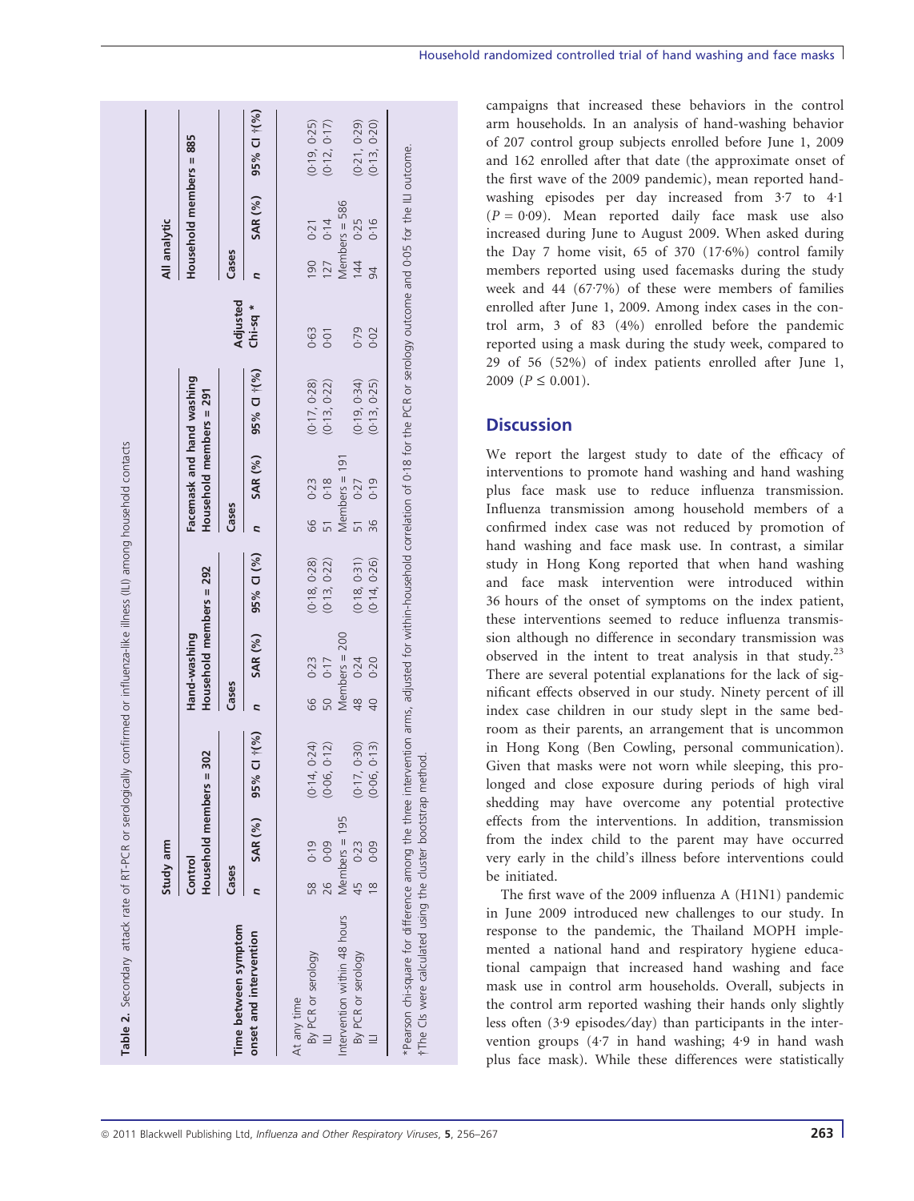**Table 2.** Secondary attack rate of RT-PCR or serologically confirmed or influenza-like illness (ILI) among household contacts

| Time between symptom onset and intervention | Study arm | | | | | | | | | Adjusted Chi-sq * | All analytic | | |
|---|---|---|---|---|---|---|---|---|---|---|---|---|---|
| | Control Household members = 302 | | | Hand-washing Household members = 292 | | | Facemask and hand washing Household members = 291 | | | | Household members = 885 | | |
| | Cases | | | Cases | | | Cases | | | | Cases | | |
| | n | SAR (%) | 95% CI †(%) | n | SAR (%) | 95% CI (%) | n | SAR (%) | 95% CI †(%) | | n | SAR (%) | 95% CI †(%) |
| At any time | | | | | | | | | | | | | |
| By PCR or serology | 58 | 0·19 | (0·14, 0·24) | 66 | 0·23 | (0·18, 0·28) | 66 | 0·23 | (0·17, 0·28) | 0·63 | 190 | 0·21 | (0·19, 0·25) |
| ILI | 26 | 0·09 | (0·06, 0·12) | 50 | 0·17 | (0·13, 0·22) | 51 | 0·18 | (0·13, 0·22) | 0·01 | 127 | 0·14 | (0·12, 0·17) |
| Intervention within 48 hours | Members = 195 | | | Members = 200 | | | Members = 191 | | | | Members = 586 | | |
| By PCR or serology | 45 | 0·23 | (0·17, 0·30) | 48 | 0·24 | (0·18, 0·31) | 51 | 0·27 | (0·19, 0·34) | 0·79 | 144 | 0·25 | (0·21, 0·29) |
| ILI | 18 | 0·09 | (0·06, 0·13) | 40 | 0·20 | (0·14, 0·26) | 36 | 0·19 | (0·13, 0·25) | 0·02 | 94 | 0·16 | (0·13, 0·20) |

*Pearson chi-square for difference among the three intervention arms, adjusted for within-household correlation of 0·18 for the PCR or serology outcome and 0·05 for the ILI outcome.
†The CIs were calculated using the cluster bootstrap method.

campaigns that increased these behaviors in the control arm households. In an analysis of hand-washing behavior of 207 control group subjects enrolled before June 1, 2009 and 162 enrolled after that date (the approximate onset of the first wave of the 2009 pandemic), mean reported hand-washing episodes per day increased from 3·7 to 4·1 ($P = 0{\cdot}09$). Mean reported daily face mask use also increased during June to August 2009. When asked during the Day 7 home visit, 65 of 370 (17·6%) control family members reported using used facemasks during the study week and 44 (67·7%) of these were members of families enrolled after June 1, 2009. Among index cases in the control arm, 3 of 83 (4%) enrolled before the pandemic reported using a mask during the study week, compared to 29 of 56 (52%) of index patients enrolled after June 1, 2009 ($P \leq 0.001$).

## Discussion

We report the largest study to date of the efficacy of interventions to promote hand washing and hand washing plus face mask use to reduce influenza transmission. Influenza transmission among household members of a confirmed index case was not reduced by promotion of hand washing and face mask use. In contrast, a similar study in Hong Kong reported that when hand washing and face mask intervention were introduced within 36 hours of the onset of symptoms on the index patient, these interventions seemed to reduce influenza transmission although no difference in secondary transmission was observed in the intent to treat analysis in that study.[23] There are several potential explanations for the lack of significant effects observed in our study. Ninety percent of ill index case children in our study slept in the same bedroom as their parents, an arrangement that is uncommon in Hong Kong (Ben Cowling, personal communication). Given that masks were not worn while sleeping, this prolonged and close exposure during periods of high viral shedding may have overcome any potential protective effects from the interventions. In addition, transmission from the index child to the parent may have occurred very early in the child's illness before interventions could be initiated.

The first wave of the 2009 influenza A (H1N1) pandemic in June 2009 introduced new challenges to our study. In response to the pandemic, the Thailand MOPH implemented a national hand and respiratory hygiene educational campaign that increased hand washing and face mask use in control arm households. Overall, subjects in the control arm reported washing their hands only slightly less often (3·9 episodes/day) than participants in the intervention groups (4·7 in hand washing; 4·9 in hand wash plus face mask). While these differences were statistically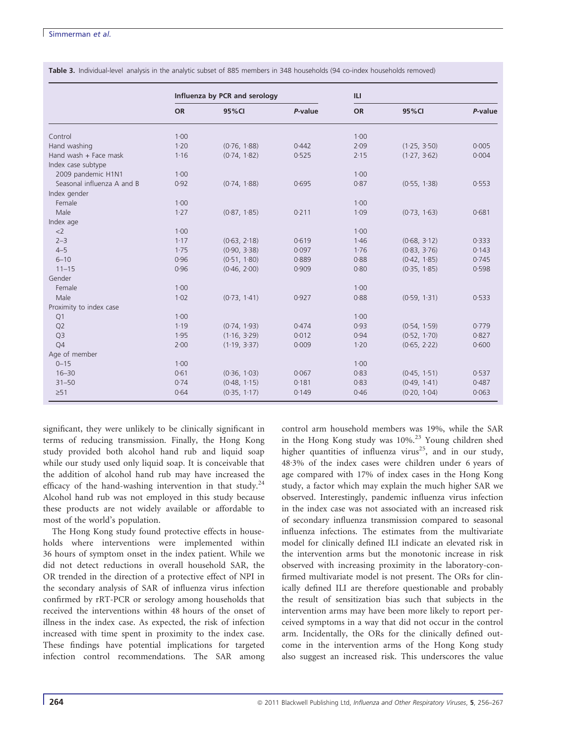**Table 3.** Individual-level analysis in the analytic subset of 885 members in 348 households (94 co-index households removed)

| | Influenza by PCR and serology | | | ILI | | |
|---|---|---|---|---|---|---|
| | OR | 95%CI | *P*-value | OR | 95%CI | *P*-value |
| Control | 1·00 | | | 1·00 | | |
| Hand washing | 1·20 | (0·76, 1·88) | 0·442 | 2·09 | (1·25, 3·50) | 0·005 |
| Hand wash + Face mask | 1·16 | (0·74, 1·82) | 0·525 | 2·15 | (1·27, 3·62) | 0·004 |
| Index case subtype | | | | | | |
| 2009 pandemic H1N1 | 1·00 | | | 1·00 | | |
| Seasonal influenza A and B | 0·92 | (0·74, 1·88) | 0·695 | 0·87 | (0·55, 1·38) | 0·553 |
| Index gender | | | | | | |
| Female | 1·00 | | | 1·00 | | |
| Male | 1·27 | (0·87, 1·85) | 0·211 | 1·09 | (0·73, 1·63) | 0·681 |
| Index age | | | | | | |
| <2 | 1·00 | | | 1·00 | | |
| 2–3 | 1·17 | (0·63, 2·18) | 0·619 | 1·46 | (0·68, 3·12) | 0·333 |
| 4–5 | 1·75 | (0·90, 3·38) | 0·097 | 1·76 | (0·83, 3·76) | 0·143 |
| 6–10 | 0·96 | (0·51, 1·80) | 0·889 | 0·88 | (0·42, 1·85) | 0·745 |
| 11–15 | 0·96 | (0·46, 2·00) | 0·909 | 0·80 | (0·35, 1·85) | 0·598 |
| Gender | | | | | | |
| Female | 1·00 | | | 1·00 | | |
| Male | 1·02 | (0·73, 1·41) | 0·927 | 0·88 | (0·59, 1·31) | 0·533 |
| Proximity to index case | | | | | | |
| Q1 | 1·00 | | | 1·00 | | |
| Q2 | 1·19 | (0·74, 1·93) | 0·474 | 0·93 | (0·54, 1·59) | 0·779 |
| Q3 | 1·95 | (1·16, 3·29) | 0·012 | 0·94 | (0·52, 1·70) | 0·827 |
| Q4 | 2·00 | (1·19, 3·37) | 0·009 | 1·20 | (0·65, 2·22) | 0·600 |
| Age of member | | | | | | |
| 0–15 | 1·00 | | | 1·00 | | |
| 16–30 | 0·61 | (0·36, 1·03) | 0·067 | 0·83 | (0·45, 1·51) | 0·537 |
| 31–50 | 0·74 | (0·48, 1·15) | 0·181 | 0·83 | (0·49, 1·41) | 0·487 |
| ≥51 | 0·64 | (0·35, 1·17) | 0·149 | 0·46 | (0·20, 1·04) | 0·063 |

significant, they were unlikely to be clinically significant in terms of reducing transmission. Finally, the Hong Kong study provided both alcohol hand rub and liquid soap while our study used only liquid soap. It is conceivable that the addition of alcohol hand rub may have increased the efficacy of the hand-washing intervention in that study.[24] Alcohol hand rub was not employed in this study because these products are not widely available or affordable to most of the world's population.

The Hong Kong study found protective effects in households where interventions were implemented within 36 hours of symptom onset in the index patient. While we did not detect reductions in overall household SAR, the OR trended in the direction of a protective effect of NPI in the secondary analysis of SAR of influenza virus infection confirmed by rRT-PCR or serology among households that received the interventions within 48 hours of the onset of illness in the index case. As expected, the risk of infection increased with time spent in proximity to the index case. These findings have potential implications for targeted infection control recommendations. The SAR among control arm household members was 19%, while the SAR in the Hong Kong study was 10%.[23] Young children shed higher quantities of influenza virus[25], and in our study, 48·3% of the index cases were children under 6 years of age compared with 17% of index cases in the Hong Kong study, a factor which may explain the much higher SAR we observed. Interestingly, pandemic influenza virus infection in the index case was not associated with an increased risk of secondary influenza transmission compared to seasonal influenza infections. The estimates from the multivariate model for clinically defined ILI indicate an elevated risk in the intervention arms but the monotonic increase in risk observed with increasing proximity in the laboratory-confirmed multivariate model is not present. The ORs for clinically defined ILI are therefore questionable and probably the result of sensitization bias such that subjects in the intervention arms may have been more likely to report perceived symptoms in a way that did not occur in the control arm. Incidentally, the ORs for the clinically defined outcome in the intervention arms of the Hong Kong study also suggest an increased risk. This underscores the value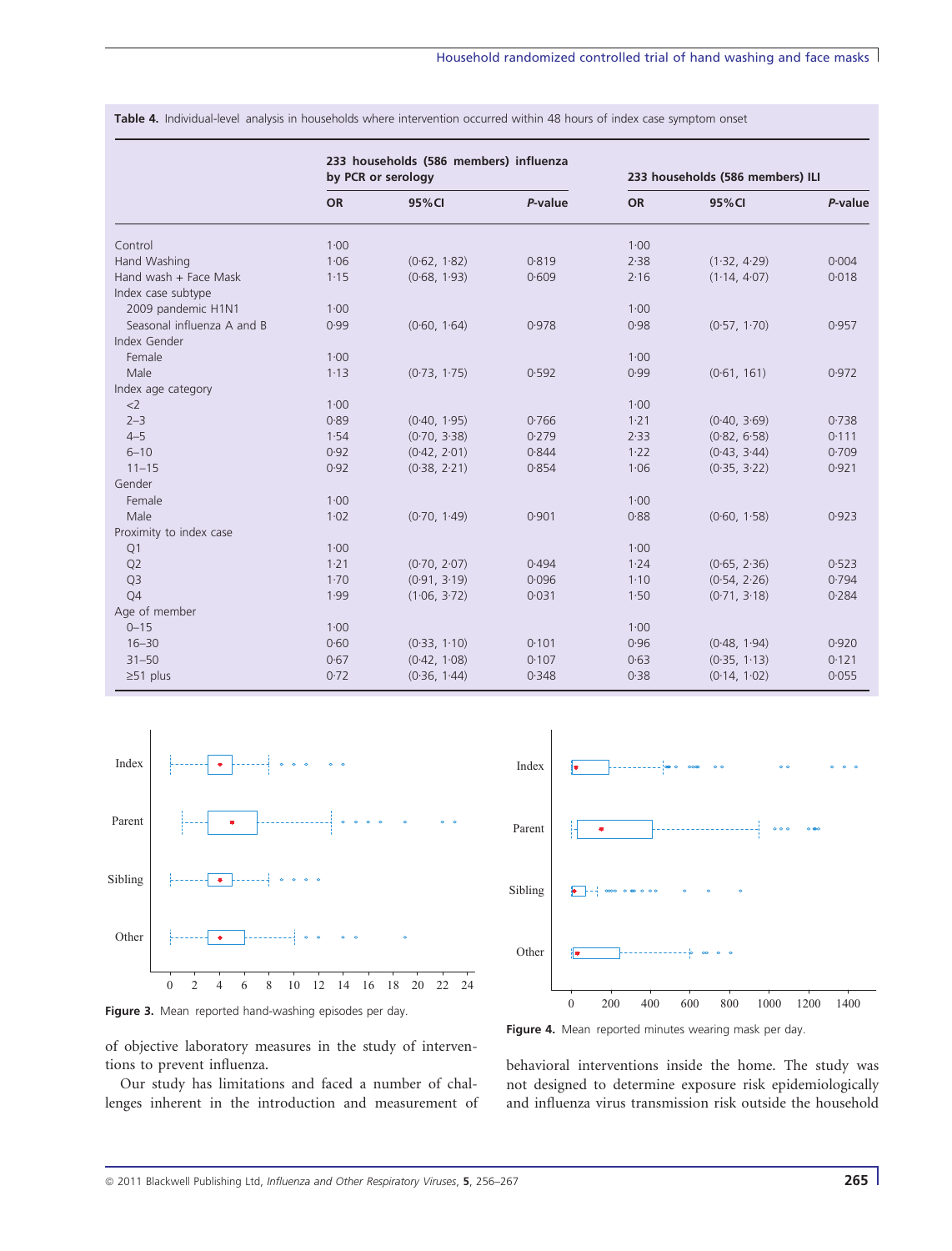**Table 4.** Individual-level analysis in households where intervention occurred within 48 hours of index case symptom onset

| | 233 households (586 members) influenza by PCR or serology | | | 233 households (586 members) ILI | | |
|---|---|---|---|---|---|---|
| | OR | 95%CI | *P*-value | OR | 95%CI | *P*-value |
| Control | 1·00 | | | 1·00 | | |
| Hand Washing | 1·06 | (0·62, 1·82) | 0·819 | 2·38 | (1·32, 4·29) | 0·004 |
| Hand wash + Face Mask | 1·15 | (0·68, 1·93) | 0·609 | 2·16 | (1·14, 4·07) | 0·018 |
| Index case subtype | | | | | | |
| 2009 pandemic H1N1 | 1·00 | | | 1·00 | | |
| Seasonal influenza A and B | 0·99 | (0·60, 1·64) | 0·978 | 0·98 | (0·57, 1·70) | 0·957 |
| Index Gender | | | | | | |
| Female | 1·00 | | | 1·00 | | |
| Male | 1·13 | (0·73, 1·75) | 0·592 | 0·99 | (0·61, 161) | 0·972 |
| Index age category | | | | | | |
| <2 | 1·00 | | | 1·00 | | |
| 2–3 | 0·89 | (0·40, 1·95) | 0·766 | 1·21 | (0·40, 3·69) | 0·738 |
| 4–5 | 1·54 | (0·70, 3·38) | 0·279 | 2·33 | (0·82, 6·58) | 0·111 |
| 6–10 | 0·92 | (0·42, 2·01) | 0·844 | 1·22 | (0·43, 3·44) | 0·709 |
| 11–15 | 0·92 | (0·38, 2·21) | 0·854 | 1·06 | (0·35, 3·22) | 0·921 |
| Gender | | | | | | |
| Female | 1·00 | | | 1·00 | | |
| Male | 1·02 | (0·70, 1·49) | 0·901 | 0·88 | (0·60, 1·58) | 0·923 |
| Proximity to index case | | | | | | |
| Q1 | 1·00 | | | 1·00 | | |
| Q2 | 1·21 | (0·70, 2·07) | 0·494 | 1·24 | (0·65, 2·36) | 0·523 |
| Q3 | 1·70 | (0·91, 3·19) | 0·096 | 1·10 | (0·54, 2·26) | 0·794 |
| Q4 | 1·99 | (1·06, 3·72) | 0·031 | 1·50 | (0·71, 3·18) | 0·284 |
| Age of member | | | | | | |
| 0–15 | 1·00 | | | 1·00 | | |
| 16–30 | 0·60 | (0·33, 1·10) | 0·101 | 0·96 | (0·48, 1·94) | 0·920 |
| 31–50 | 0·67 | (0·42, 1·08) | 0·107 | 0·63 | (0·35, 1·13) | 0·121 |
| ≥51 plus | 0·72 | (0·36, 1·44) | 0·348 | 0·38 | (0·14, 1·02) | 0·055 |

**Figure 3.** Mean reported hand-washing episodes per day.

**Figure 4.** Mean reported minutes wearing mask per day.

of objective laboratory measures in the study of interventions to prevent influenza.

Our study has limitations and faced a number of challenges inherent in the introduction and measurement of behavioral interventions inside the home. The study was not designed to determine exposure risk epidemiologically and influenza virus transmission risk outside the household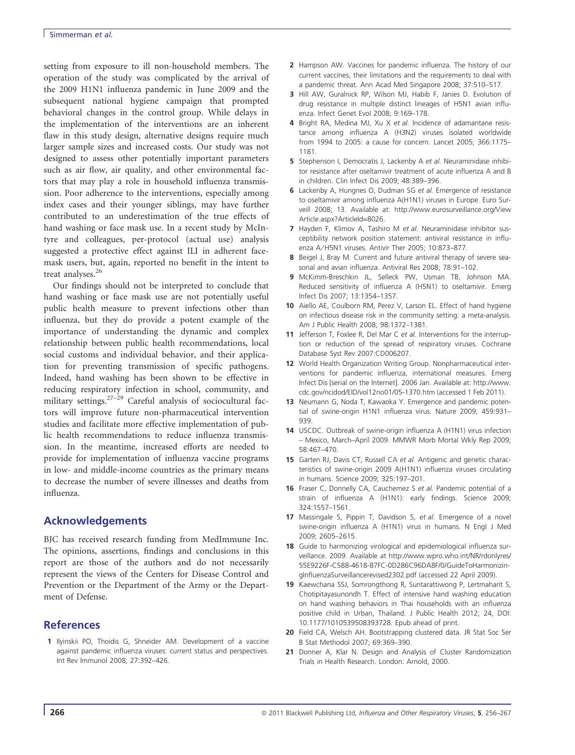setting from exposure to ill non-household members. The operation of the study was complicated by the arrival of the 2009 H1N1 influenza pandemic in June 2009 and the subsequent national hygiene campaign that prompted behavioral changes in the control group. While delays in the implementation of the interventions are an inherent flaw in this study design, alternative designs require much larger sample sizes and increased costs. Our study was not designed to assess other potentially important parameters such as air flow, air quality, and other environmental factors that may play a role in household influenza transmission. Poor adherence to the interventions, especially among index cases and their younger siblings, may have further contributed to an underestimation of the true effects of hand washing or face mask use. In a recent study by McIntyre and colleagues, per-protocol (actual use) analysis suggested a protective effect against ILI in adherent facemask users, but, again, reported no benefit in the intent to treat analyses.[26]

Our findings should not be interpreted to conclude that hand washing or face mask use are not potentially useful public health measure to prevent infections other than influenza, but they do provide a potent example of the importance of understanding the dynamic and complex relationship between public health recommendations, local social customs and individual behavior, and their application for preventing transmission of specific pathogens. Indeed, hand washing has been shown to be effective in reducing respiratory infection in school, community, and military settings.[27–29] Careful analysis of sociocultural factors will improve future non-pharmaceutical intervention studies and facilitate more effective implementation of public health recommendations to reduce influenza transmission. In the meantime, increased efforts are needed to provide for implementation of influenza vaccine programs in low- and middle-income countries as the primary means to decrease the number of severe illnesses and deaths from influenza.

## Acknowledgements

BJC has received research funding from MedImmune Inc. The opinions, assertions, findings and conclusions in this report are those of the authors and do not necessarily represent the views of the Centers for Disease Control and Prevention or the Department of the Army or the Department of Defense.

## References

1. Ilyinskii PO, Thoidis G, Shneider AM. Development of a vaccine against pandemic influenza viruses: current status and perspectives. Int Rev Immunol 2008; 27:392–426.
2. Hampson AW. Vaccines for pandemic influenza. The history of our current vaccines, their limitations and the requirements to deal with a pandemic threat. Ann Acad Med Singapore 2008; 37:510–517.
3. Hill AW, Guralnick RP, Wilson MJ, Habib F, Janies D. Evolution of drug resistance in multiple distinct lineages of H5N1 avian influenza. Infect Genet Evol 2008; 9:169–178.
4. Bright RA, Medina MJ, Xu X *et al.* Incidence of adamantane resistance among influenza A (H3N2) viruses isolated worldwide from 1994 to 2005: a cause for concern. Lancet 2005; 366:1175–1181.
5. Stephenson I, Democratis J, Lackenby A *et al.* Neuraminidase inhibitor resistance after oseltamivir treatment of acute influenza A and B in children. Clin Infect Dis 2009; 48:389–396.
6. Lackenby A, Hungnes O, Dudman SG *et al.* Emergence of resistance to oseltamivir among influenza A(H1N1) viruses in Europe. Euro Surveill 2008; 13. Available at: http://www.eurosurveillance.org/ViewArticle.aspx?ArticleId=8026.
7. Hayden F, Klimov A, Tashiro M *et al.* Neuraminidase inhibitor susceptibility network position statement: antiviral resistance in influenza A/H5N1 viruses. Antivir Ther 2005; 10:873–877.
8. Beigel J, Bray M. Current and future antiviral therapy of severe seasonal and avian influenza. Antiviral Res 2008; 78:91–102.
9. McKimm-Breschkin JL, Selleck PW, Usman TB, Johnson MA. Reduced sensitivity of influenza A (H5N1) to oseltamivir. Emerg Infect Dis 2007; 13:1354–1357.
10. Aiello AE, Coulborn RM, Perez V, Larson EL. Effect of hand hygiene on infectious disease risk in the community setting: a meta-analysis. Am J Public Health 2008; 98:1372–1381.
11. Jefferson T, Foxlee R, Del Mar C *et al.* Interventions for the interruption or reduction of the spread of respiratory viruses. Cochrane Database Syst Rev 2007:CD006207.
12. World Health Organization Writing Group. Nonpharmaceutical interventions for pandemic influenza, international measures. Emerg Infect Dis [serial on the Internet]. 2006 Jan. Available at: http://www.cdc.gov/ncidod/EID/vol12no01/05-1370.htm (accessed 1 Feb 2011).
13. Neumann G, Noda T, Kawaoka Y. Emergence and pandemic potential of swine-origin H1N1 influenza virus. Nature 2009; 459:931–939.
14. USCDC. Outbreak of swine-origin influenza A (H1N1) virus infection – Mexico, March–April 2009. MMWR Morb Mortal Wkly Rep 2009; 58:467–470.
15. Garten RJ, Davis CT, Russell CA *et al.* Antigenic and genetic characteristics of swine-origin 2009 A(H1N1) influenza viruses circulating in humans. Science 2009; 325:197–201.
16. Fraser C, Donnelly CA, Cauchemez S *et al.* Pandemic potential of a strain of influenza A (H1N1): early findings. Science 2009; 324:1557–1561.
17. Massingale S, Pippin T, Davidson S, *et al.* Emergence of a novel swine-origin influenza A (H1N1) virus in humans. N Engl J Med 2009; 2605–2615.
18. Guide to harmonizing virological and epidemiological influenza surveillance. 2009. Available at http://www.wpro.who.int/NR/rdonlyres/55E9226F-C588-4618-87FC-0D286C96DA8F/0/GuideToHarmonizingInfluenzaSurveillancerevised2302.pdf (accessed 22 April 2009).
19. Kaewchana SSJ, Somrongthong R, Suntarattiwong P, Lertmaharit S, Chotipitayasunondh T. Effect of intensive hand washing education on hand washing behaviors in Thai households with an influenza positive child in Urban, Thailand. J Public Health 2012; 24, DOI: 10.1177/1010539508393728. Epub ahead of print.
20. Field CA, Welsch AH. Bootstrapping clustered data. JR Stat Soc Ser B Stat Methodol 2007; 69:369–390.
21. Donner A, Klar N. Design and Analysis of Cluster Randomization Trials in Health Research. London: Arnold, 2000.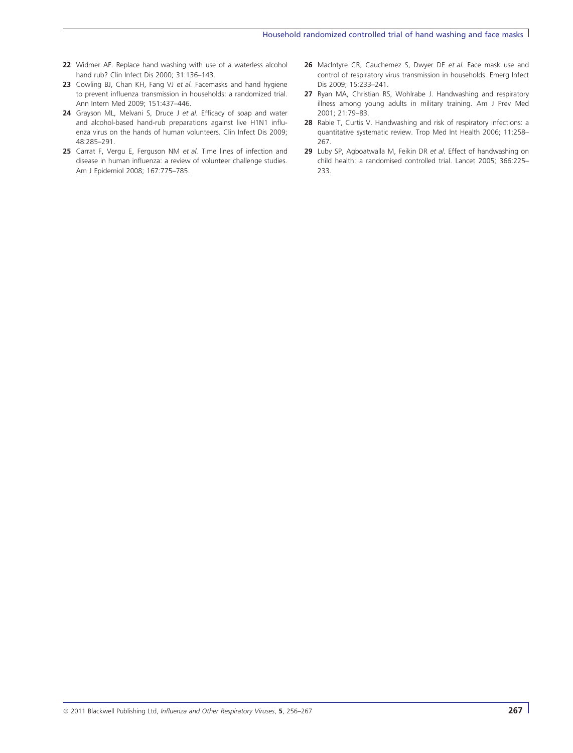22 Widmer AF. Replace hand washing with use of a waterless alcohol hand rub? Clin Infect Dis 2000; 31:136–143.

23 Cowling BJ, Chan KH, Fang VJ *et al.* Facemasks and hand hygiene to prevent influenza transmission in households: a randomized trial. Ann Intern Med 2009; 151:437–446.

24 Grayson ML, Melvani S, Druce J *et al.* Efficacy of soap and water and alcohol-based hand-rub preparations against live H1N1 influenza virus on the hands of human volunteers. Clin Infect Dis 2009; 48:285–291.

25 Carrat F, Vergu E, Ferguson NM *et al.* Time lines of infection and disease in human influenza: a review of volunteer challenge studies. Am J Epidemiol 2008; 167:775–785.

26 MacIntyre CR, Cauchemez S, Dwyer DE *et al.* Face mask use and control of respiratory virus transmission in households. Emerg Infect Dis 2009; 15:233–241.

27 Ryan MA, Christian RS, Wohlrabe J. Handwashing and respiratory illness among young adults in military training. Am J Prev Med 2001; 21:79–83.

28 Rabie T, Curtis V. Handwashing and risk of respiratory infections: a quantitative systematic review. Trop Med Int Health 2006; 11:258–267.

29 Luby SP, Agboatwalla M, Feikin DR *et al.* Effect of handwashing on child health: a randomised controlled trial. Lancet 2005; 366:225–233.